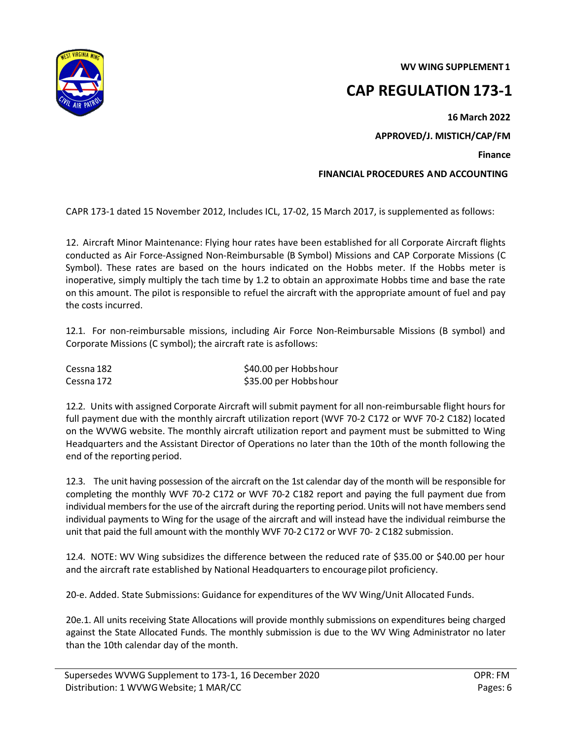**WV WING SUPPLEMENT 1**

# CAP REGULATION 173-1

**16 March 2022**

**APPROVED/J. MISTICH/CAP/FM**

**Finance**

**FINANCIAL PROCEDURES AND ACCOUNTING**

CAPR 173-1 dated 15 November 2012, Includes ICL, 17-02, 15 March 2017, is supplemented as follows:

12. Aircraft Minor Maintenance: Flying hour rates have been established for all Corporate Aircraft flights conducted as Air Force-Assigned Non-Reimbursable (B Symbol) Missions and CAP Corporate Missions (C Symbol). These rates are based on the hours indicated on the Hobbs meter. If the Hobbs meter is inoperative, simply multiply the tach time by 1.2 to obtain an approximate Hobbs time and base the rate on this amount. The pilot is responsible to refuel the aircraft with the appropriate amount of fuel and pay the costs incurred.

12.1. For non-reimbursable missions, including Air Force Non-Reimbursable Missions (B symbol) and Corporate Missions (C symbol); the aircraft rate is asfollows:

| | |
|---|---|
| Cessna 182 | $40.00 per Hobbs hour |
| Cessna 172 | $35.00 per Hobbs hour |

12.2. Units with assigned Corporate Aircraft will submit payment for all non-reimbursable flight hours for full payment due with the monthly aircraft utilization report (WVF 70-2 C172 or WVF 70-2 C182) located on the WVWG website. The monthly aircraft utilization report and payment must be submitted to Wing Headquarters and the Assistant Director of Operations no later than the 10th of the month following the end of the reporting period.

12.3. The unit having possession of the aircraft on the 1st calendar day of the month will be responsible for completing the monthly WVF 70-2 C172 or WVF 70-2 C182 report and paying the full payment due from individual members for the use of the aircraft during the reporting period. Units will not have members send individual payments to Wing for the usage of the aircraft and will instead have the individual reimburse the unit that paid the full amount with the monthly WVF 70-2 C172 or WVF 70- 2 C182 submission.

12.4. NOTE: WV Wing subsidizes the difference between the reduced rate of $35.00 or $40.00 per hour and the aircraft rate established by National Headquarters to encourage pilot proficiency.

20-e. Added. State Submissions: Guidance for expenditures of the WV Wing/Unit Allocated Funds.

20e.1. All units receiving State Allocations will provide monthly submissions on expenditures being charged against the State Allocated Funds. The monthly submission is due to the WV Wing Administrator no later than the 10th calendar day of the month.

---

Supersedes WVWG Supplement to 173-1, 16 December 2020 — OPR: FM

Distribution: 1 WVWG Website; 1 MAR/CC — Pages: 6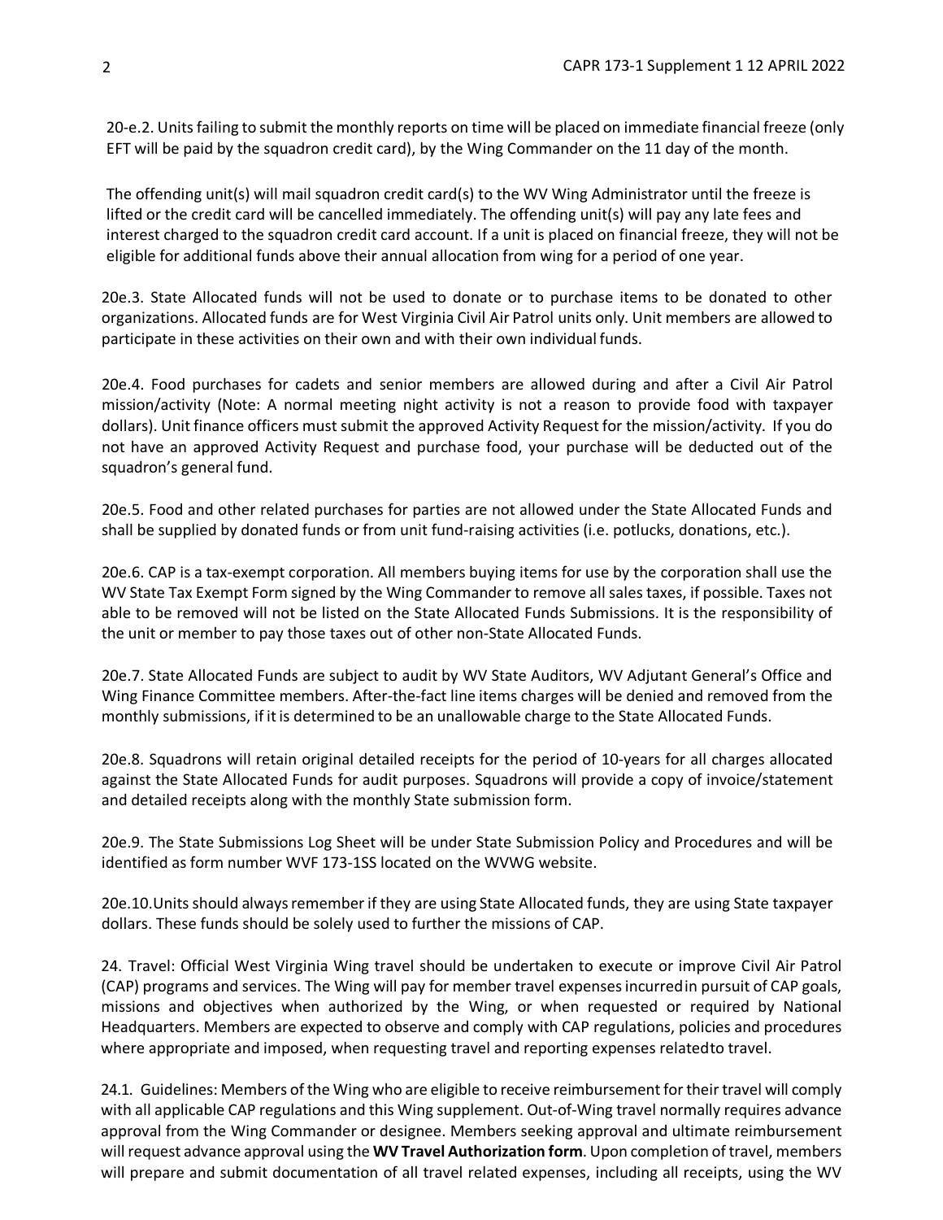20-e.2. Units failing to submit the monthly reports on time will be placed on immediate financial freeze (only EFT will be paid by the squadron credit card), by the Wing Commander on the 11 day of the month.

The offending unit(s) will mail squadron credit card(s) to the WV Wing Administrator until the freeze is lifted or the credit card will be cancelled immediately. The offending unit(s) will pay any late fees and interest charged to the squadron credit card account. If a unit is placed on financial freeze, they will not be eligible for additional funds above their annual allocation from wing for a period of one year.

20e.3. State Allocated funds will not be used to donate or to purchase items to be donated to other organizations. Allocated funds are for West Virginia Civil Air Patrol units only. Unit members are allowed to participate in these activities on their own and with their own individual funds.

20e.4. Food purchases for cadets and senior members are allowed during and after a Civil Air Patrol mission/activity (Note: A normal meeting night activity is not a reason to provide food with taxpayer dollars). Unit finance officers must submit the approved Activity Request for the mission/activity. If you do not have an approved Activity Request and purchase food, your purchase will be deducted out of the squadron's general fund.

20e.5. Food and other related purchases for parties are not allowed under the State Allocated Funds and shall be supplied by donated funds or from unit fund-raising activities (i.e. potlucks, donations, etc.).

20e.6. CAP is a tax-exempt corporation. All members buying items for use by the corporation shall use the WV State Tax Exempt Form signed by the Wing Commander to remove all sales taxes, if possible. Taxes not able to be removed will not be listed on the State Allocated Funds Submissions. It is the responsibility of the unit or member to pay those taxes out of other non-State Allocated Funds.

20e.7. State Allocated Funds are subject to audit by WV State Auditors, WV Adjutant General's Office and Wing Finance Committee members. After-the-fact line items charges will be denied and removed from the monthly submissions, if it is determined to be an unallowable charge to the State Allocated Funds.

20e.8. Squadrons will retain original detailed receipts for the period of 10-years for all charges allocated against the State Allocated Funds for audit purposes. Squadrons will provide a copy of invoice/statement and detailed receipts along with the monthly State submission form.

20e.9. The State Submissions Log Sheet will be under State Submission Policy and Procedures and will be identified as form number WVF 173-1SS located on the WVWG website.

20e.10. Units should always remember if they are using State Allocated funds, they are using State taxpayer dollars. These funds should be solely used to further the missions of CAP.

24. Travel: Official West Virginia Wing travel should be undertaken to execute or improve Civil Air Patrol (CAP) programs and services. The Wing will pay for member travel expenses incurred in pursuit of CAP goals, missions and objectives when authorized by the Wing, or when requested or required by National Headquarters. Members are expected to observe and comply with CAP regulations, policies and procedures where appropriate and imposed, when requesting travel and reporting expenses related to travel.

24.1. Guidelines: Members of the Wing who are eligible to receive reimbursement for their travel will comply with all applicable CAP regulations and this Wing supplement. Out-of-Wing travel normally requires advance approval from the Wing Commander or designee. Members seeking approval and ultimate reimbursement will request advance approval using the **WV Travel Authorization form**. Upon completion of travel, members will prepare and submit documentation of all travel related expenses, including all receipts, using the WV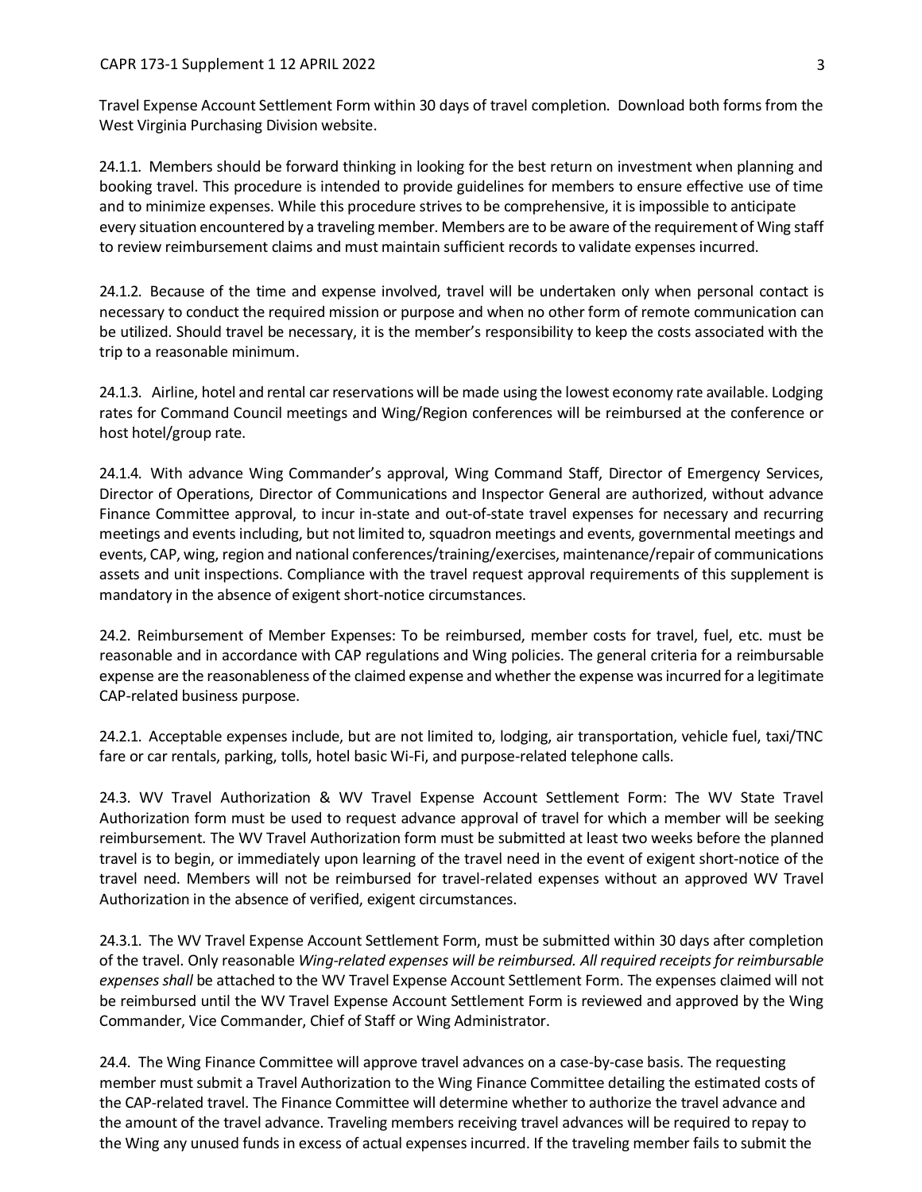Travel Expense Account Settlement Form within 30 days of travel completion. Download both forms from the West Virginia Purchasing Division website.

24.1.1. Members should be forward thinking in looking for the best return on investment when planning and booking travel. This procedure is intended to provide guidelines for members to ensure effective use of time and to minimize expenses. While this procedure strives to be comprehensive, it is impossible to anticipate every situation encountered by a traveling member. Members are to be aware of the requirement of Wing staff to review reimbursement claims and must maintain sufficient records to validate expenses incurred.

24.1.2. Because of the time and expense involved, travel will be undertaken only when personal contact is necessary to conduct the required mission or purpose and when no other form of remote communication can be utilized. Should travel be necessary, it is the member's responsibility to keep the costs associated with the trip to a reasonable minimum.

24.1.3. Airline, hotel and rental car reservations will be made using the lowest economy rate available. Lodging rates for Command Council meetings and Wing/Region conferences will be reimbursed at the conference or host hotel/group rate.

24.1.4. With advance Wing Commander's approval, Wing Command Staff, Director of Emergency Services, Director of Operations, Director of Communications and Inspector General are authorized, without advance Finance Committee approval, to incur in-state and out-of-state travel expenses for necessary and recurring meetings and events including, but not limited to, squadron meetings and events, governmental meetings and events, CAP, wing, region and national conferences/training/exercises, maintenance/repair of communications assets and unit inspections. Compliance with the travel request approval requirements of this supplement is mandatory in the absence of exigent short-notice circumstances.

24.2. Reimbursement of Member Expenses: To be reimbursed, member costs for travel, fuel, etc. must be reasonable and in accordance with CAP regulations and Wing policies. The general criteria for a reimbursable expense are the reasonableness of the claimed expense and whether the expense was incurred for a legitimate CAP-related business purpose.

24.2.1. Acceptable expenses include, but are not limited to, lodging, air transportation, vehicle fuel, taxi/TNC fare or car rentals, parking, tolls, hotel basic Wi-Fi, and purpose-related telephone calls.

24.3. WV Travel Authorization & WV Travel Expense Account Settlement Form: The WV State Travel Authorization form must be used to request advance approval of travel for which a member will be seeking reimbursement. The WV Travel Authorization form must be submitted at least two weeks before the planned travel is to begin, or immediately upon learning of the travel need in the event of exigent short-notice of the travel need. Members will not be reimbursed for travel-related expenses without an approved WV Travel Authorization in the absence of verified, exigent circumstances.

24.3.1. The WV Travel Expense Account Settlement Form, must be submitted within 30 days after completion of the travel. Only reasonable *Wing-related expenses will be reimbursed. All required receipts for reimbursable expenses shall* be attached to the WV Travel Expense Account Settlement Form. The expenses claimed will not be reimbursed until the WV Travel Expense Account Settlement Form is reviewed and approved by the Wing Commander, Vice Commander, Chief of Staff or Wing Administrator.

24.4. The Wing Finance Committee will approve travel advances on a case-by-case basis. The requesting member must submit a Travel Authorization to the Wing Finance Committee detailing the estimated costs of the CAP-related travel. The Finance Committee will determine whether to authorize the travel advance and the amount of the travel advance. Traveling members receiving travel advances will be required to repay to the Wing any unused funds in excess of actual expenses incurred. If the traveling member fails to submit the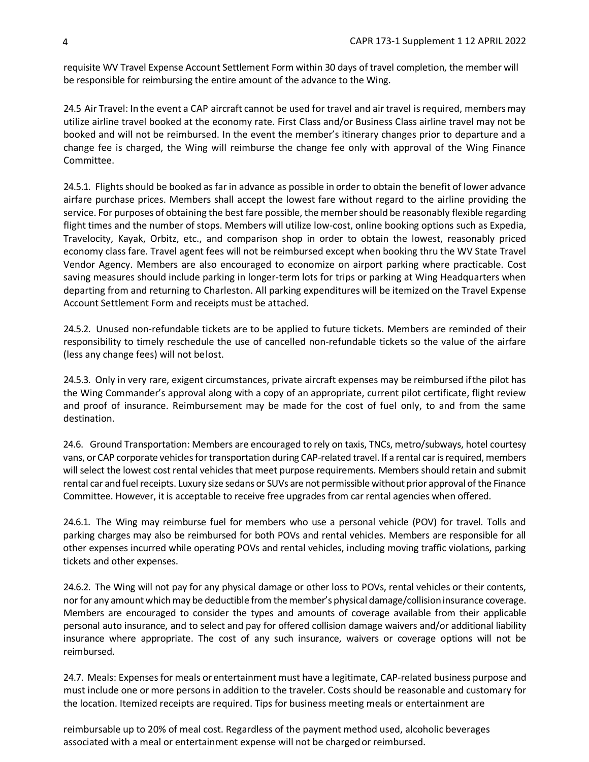requisite WV Travel Expense Account Settlement Form within 30 days of travel completion, the member will be responsible for reimbursing the entire amount of the advance to the Wing.

24.5 Air Travel: In the event a CAP aircraft cannot be used for travel and air travel is required, members may utilize airline travel booked at the economy rate. First Class and/or Business Class airline travel may not be booked and will not be reimbursed. In the event the member's itinerary changes prior to departure and a change fee is charged, the Wing will reimburse the change fee only with approval of the Wing Finance Committee.

24.5.1. Flights should be booked as far in advance as possible in order to obtain the benefit of lower advance airfare purchase prices. Members shall accept the lowest fare without regard to the airline providing the service. For purposes of obtaining the best fare possible, the member should be reasonably flexible regarding flight times and the number of stops. Members will utilize low-cost, online booking options such as Expedia, Travelocity, Kayak, Orbitz, etc., and comparison shop in order to obtain the lowest, reasonably priced economy class fare. Travel agent fees will not be reimbursed except when booking thru the WV State Travel Vendor Agency. Members are also encouraged to economize on airport parking where practicable. Cost saving measures should include parking in longer-term lots for trips or parking at Wing Headquarters when departing from and returning to Charleston. All parking expenditures will be itemized on the Travel Expense Account Settlement Form and receipts must be attached.

24.5.2. Unused non-refundable tickets are to be applied to future tickets. Members are reminded of their responsibility to timely reschedule the use of cancelled non-refundable tickets so the value of the airfare (less any change fees) will not be lost.

24.5.3. Only in very rare, exigent circumstances, private aircraft expenses may be reimbursed if the pilot has the Wing Commander's approval along with a copy of an appropriate, current pilot certificate, flight review and proof of insurance. Reimbursement may be made for the cost of fuel only, to and from the same destination.

24.6. Ground Transportation: Members are encouraged to rely on taxis, TNCs, metro/subways, hotel courtesy vans, or CAP corporate vehicles for transportation during CAP-related travel. If a rental car is required, members will select the lowest cost rental vehicles that meet purpose requirements. Members should retain and submit rental car and fuel receipts. Luxury size sedans or SUVs are not permissible without prior approval of the Finance Committee. However, it is acceptable to receive free upgrades from car rental agencies when offered.

24.6.1. The Wing may reimburse fuel for members who use a personal vehicle (POV) for travel. Tolls and parking charges may also be reimbursed for both POVs and rental vehicles. Members are responsible for all other expenses incurred while operating POVs and rental vehicles, including moving traffic violations, parking tickets and other expenses.

24.6.2. The Wing will not pay for any physical damage or other loss to POVs, rental vehicles or their contents, nor for any amount which may be deductible from the member's physical damage/collision insurance coverage. Members are encouraged to consider the types and amounts of coverage available from their applicable personal auto insurance, and to select and pay for offered collision damage waivers and/or additional liability insurance where appropriate. The cost of any such insurance, waivers or coverage options will not be reimbursed.

24.7. Meals: Expenses for meals or entertainment must have a legitimate, CAP-related business purpose and must include one or more persons in addition to the traveler. Costs should be reasonable and customary for the location. Itemized receipts are required. Tips for business meeting meals or entertainment are reimbursable up to 20% of meal cost. Regardless of the payment method used, alcoholic beverages associated with a meal or entertainment expense will not be charged or reimbursed.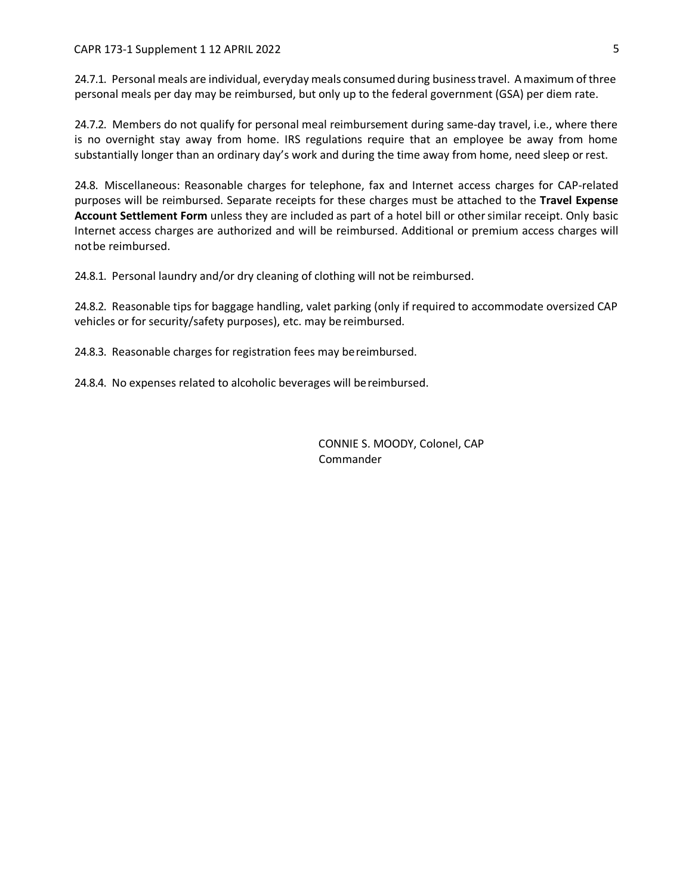24.7.1. Personal meals are individual, everyday meals consumed during business travel. A maximum of three personal meals per day may be reimbursed, but only up to the federal government (GSA) per diem rate.

24.7.2. Members do not qualify for personal meal reimbursement during same-day travel, i.e., where there is no overnight stay away from home. IRS regulations require that an employee be away from home substantially longer than an ordinary day's work and during the time away from home, need sleep or rest.

24.8. Miscellaneous: Reasonable charges for telephone, fax and Internet access charges for CAP-related purposes will be reimbursed. Separate receipts for these charges must be attached to the **Travel Expense Account Settlement Form** unless they are included as part of a hotel bill or other similar receipt. Only basic Internet access charges are authorized and will be reimbursed. Additional or premium access charges will not be reimbursed.

24.8.1. Personal laundry and/or dry cleaning of clothing will not be reimbursed.

24.8.2. Reasonable tips for baggage handling, valet parking (only if required to accommodate oversized CAP vehicles or for security/safety purposes), etc. may be reimbursed.

24.8.3. Reasonable charges for registration fees may be reimbursed.

24.8.4. No expenses related to alcoholic beverages will be reimbursed.

CONNIE S. MOODY, Colonel, CAP
Commander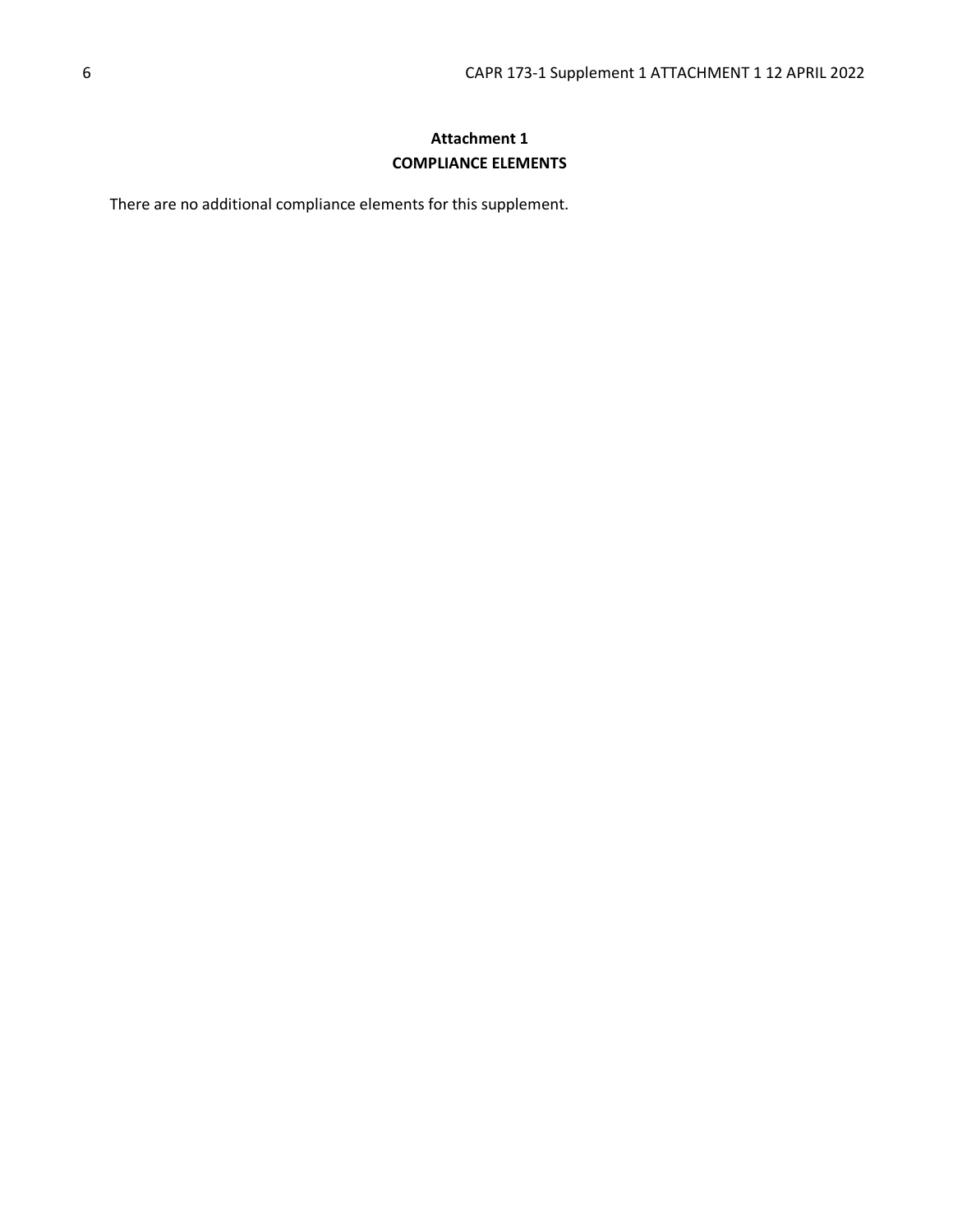# Attachment 1
## COMPLIANCE ELEMENTS

There are no additional compliance elements for this supplement.